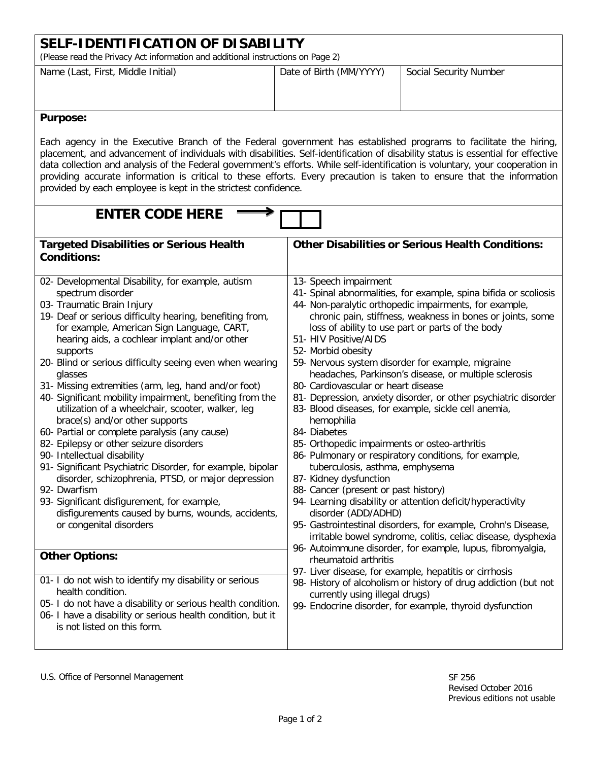# SELF-IDENTIFICATION OF DISABILITY

(Please read the Privacy Act information and additional instructions on Page 2)

| Name (Last, First, Middle Initial) | Date of Birth (MM/YYYY) | Social Security Number |
|---|---|---|
| | | |

**Purpose:**

Each agency in the Executive Branch of the Federal government has established programs to facilitate the hiring, placement, and advancement of individuals with disabilities. Self-identification of disability status is essential for effective data collection and analysis of the Federal government's efforts. While self-identification is voluntary, your cooperation in providing accurate information is critical to these efforts. Every precaution is taken to ensure that the information provided by each employee is kept in the strictest confidence.

**ENTER CODE HERE** → [ ][ ]

**Targeted Disabilities or Serious Health Conditions:**

- 02- Developmental Disability, for example, autism spectrum disorder
- 03- Traumatic Brain Injury
- 19- Deaf or serious difficulty hearing, benefiting from, for example, American Sign Language, CART, hearing aids, a cochlear implant and/or other supports
- 20- Blind or serious difficulty seeing even when wearing glasses
- 31- Missing extremities (arm, leg, hand and/or foot)
- 40- Significant mobility impairment, benefiting from the utilization of a wheelchair, scooter, walker, leg brace(s) and/or other supports
- 60- Partial or complete paralysis (any cause)
- 82- Epilepsy or other seizure disorders
- 90- Intellectual disability
- 91- Significant Psychiatric Disorder, for example, bipolar disorder, schizophrenia, PTSD, or major depression
- 92- Dwarfism
- 93- Significant disfigurement, for example, disfigurements caused by burns, wounds, accidents, or congenital disorders

**Other Options:**

- 01- I do not wish to identify my disability or serious health condition.
- 05- I do not have a disability or serious health condition.
- 06- I have a disability or serious health condition, but it is not listed on this form.

**Other Disabilities or Serious Health Conditions:**

- 13- Speech impairment
- 41- Spinal abnormalities, for example, spina bifida or scoliosis
- 44- Non-paralytic orthopedic impairments, for example, chronic pain, stiffness, weakness in bones or joints, some loss of ability to use part or parts of the body
- 51- HIV Positive/AIDS
- 52- Morbid obesity
- 59- Nervous system disorder for example, migraine headaches, Parkinson's disease, or multiple sclerosis
- 80- Cardiovascular or heart disease
- 81- Depression, anxiety disorder, or other psychiatric disorder
- 83- Blood diseases, for example, sickle cell anemia, hemophilia
- 84- Diabetes
- 85- Orthopedic impairments or osteo-arthritis
- 86- Pulmonary or respiratory conditions, for example, tuberculosis, asthma, emphysema
- 87- Kidney dysfunction
- 88- Cancer (present or past history)
- 94- Learning disability or attention deficit/hyperactivity disorder (ADD/ADHD)
- 95- Gastrointestinal disorders, for example, Crohn's Disease, irritable bowel syndrome, colitis, celiac disease, dysphexia
- 96- Autoimmune disorder, for example, lupus, fibromyalgia, rheumatoid arthritis
- 97- Liver disease, for example, hepatitis or cirrhosis
- 98- History of alcoholism or history of drug addiction (but not currently using illegal drugs)
- 99- Endocrine disorder, for example, thyroid dysfunction

U.S. Office of Personnel Management

SF 256
Revised October 2016
Previous editions not usable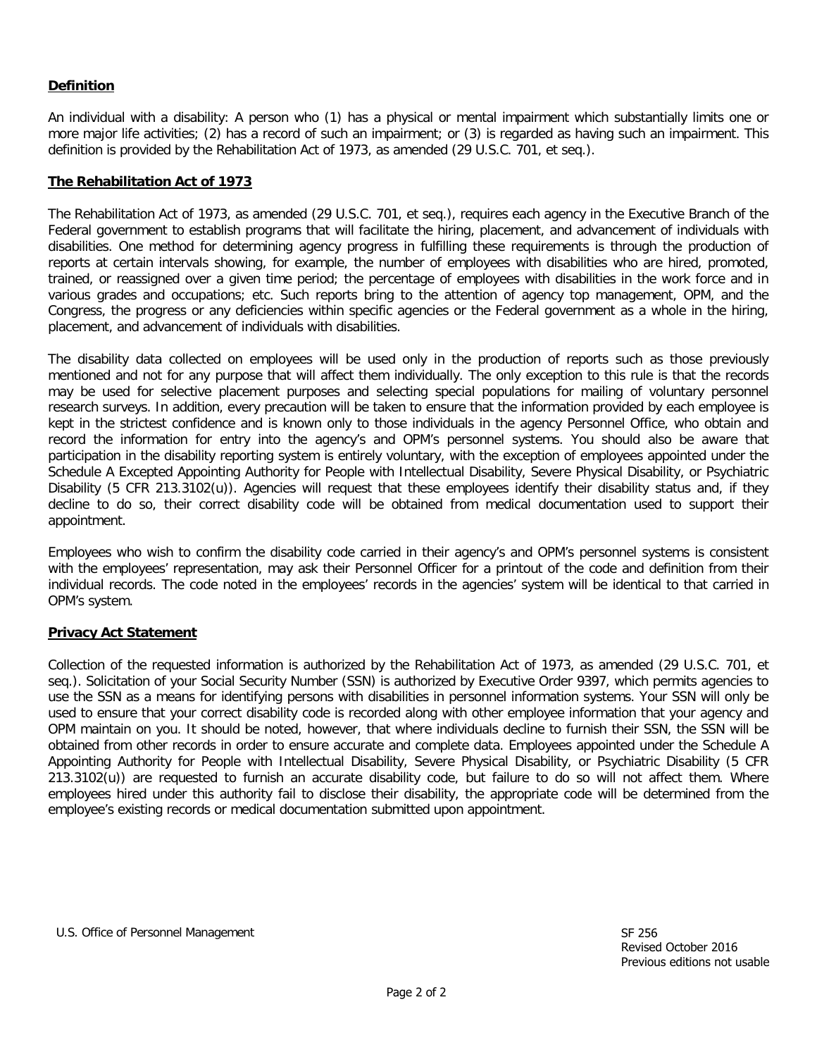**Definition**

An individual with a disability: A person who (1) has a physical or mental impairment which substantially limits one or more major life activities; (2) has a record of such an impairment; or (3) is regarded as having such an impairment. This definition is provided by the Rehabilitation Act of 1973, as amended (29 U.S.C. 701, et seq.).

**The Rehabilitation Act of 1973**

The Rehabilitation Act of 1973, as amended (29 U.S.C. 701, et seq.), requires each agency in the Executive Branch of the Federal government to establish programs that will facilitate the hiring, placement, and advancement of individuals with disabilities. One method for determining agency progress in fulfilling these requirements is through the production of reports at certain intervals showing, for example, the number of employees with disabilities who are hired, promoted, trained, or reassigned over a given time period; the percentage of employees with disabilities in the work force and in various grades and occupations; etc. Such reports bring to the attention of agency top management, OPM, and the Congress, the progress or any deficiencies within specific agencies or the Federal government as a whole in the hiring, placement, and advancement of individuals with disabilities.

The disability data collected on employees will be used only in the production of reports such as those previously mentioned and not for any purpose that will affect them individually. The only exception to this rule is that the records may be used for selective placement purposes and selecting special populations for mailing of voluntary personnel research surveys. In addition, every precaution will be taken to ensure that the information provided by each employee is kept in the strictest confidence and is known only to those individuals in the agency Personnel Office, who obtain and record the information for entry into the agency's and OPM's personnel systems. You should also be aware that participation in the disability reporting system is entirely voluntary, with the exception of employees appointed under the Schedule A Excepted Appointing Authority for People with Intellectual Disability, Severe Physical Disability, or Psychiatric Disability (5 CFR 213.3102(u)). Agencies will request that these employees identify their disability status and, if they decline to do so, their correct disability code will be obtained from medical documentation used to support their appointment.

Employees who wish to confirm the disability code carried in their agency's and OPM's personnel systems is consistent with the employees' representation, may ask their Personnel Officer for a printout of the code and definition from their individual records. The code noted in the employees' records in the agencies' system will be identical to that carried in OPM's system.

**Privacy Act Statement**

Collection of the requested information is authorized by the Rehabilitation Act of 1973, as amended (29 U.S.C. 701, et seq.). Solicitation of your Social Security Number (SSN) is authorized by Executive Order 9397, which permits agencies to use the SSN as a means for identifying persons with disabilities in personnel information systems. Your SSN will only be used to ensure that your correct disability code is recorded along with other employee information that your agency and OPM maintain on you. It should be noted, however, that where individuals decline to furnish their SSN, the SSN will be obtained from other records in order to ensure accurate and complete data. Employees appointed under the Schedule A Appointing Authority for People with Intellectual Disability, Severe Physical Disability, or Psychiatric Disability (5 CFR 213.3102(u)) are requested to furnish an accurate disability code, but failure to do so will not affect them. Where employees hired under this authority fail to disclose their disability, the appropriate code will be determined from the employee's existing records or medical documentation submitted upon appointment.

U.S. Office of Personnel Management

SF 256
Revised October 2016
Previous editions not usable